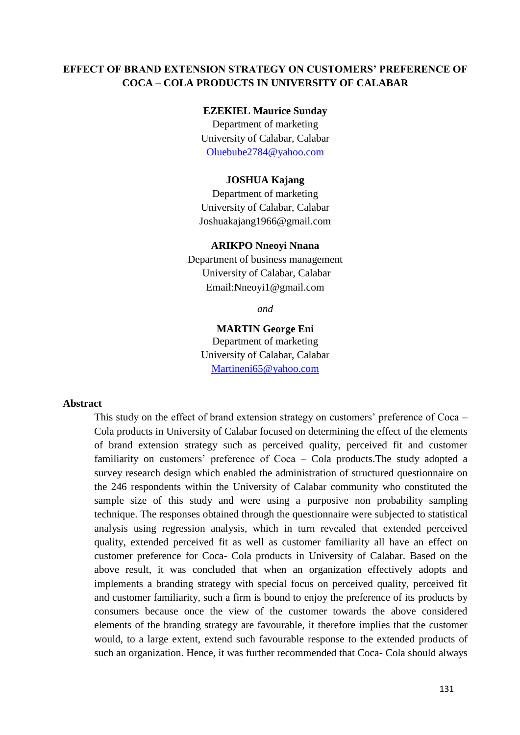# EFFECT OF BRAND EXTENSION STRATEGY ON CUSTOMERS' PREFERENCE OF COCA – COLA PRODUCTS IN UNIVERSITY OF CALABAR

**EZEKIEL Maurice Sunday**
Department of marketing
University of Calabar, Calabar
Oluebube2784@yahoo.com

**JOSHUA Kajang**
Department of marketing
University of Calabar, Calabar
Joshuakajang1966@gmail.com

**ARIKPO Nneoyi Nnana**
Department of business management
University of Calabar, Calabar
Email:Nneoyi1@gmail.com

*and*

**MARTIN George Eni**
Department of marketing
University of Calabar, Calabar
Martineni65@yahoo.com

## Abstract

This study on the effect of brand extension strategy on customers' preference of Coca – Cola products in University of Calabar focused on determining the effect of the elements of brand extension strategy such as perceived quality, perceived fit and customer familiarity on customers' preference of Coca – Cola products.The study adopted a survey research design which enabled the administration of structured questionnaire on the 246 respondents within the University of Calabar community who constituted the sample size of this study and were using a purposive non probability sampling technique. The responses obtained through the questionnaire were subjected to statistical analysis using regression analysis, which in turn revealed that extended perceived quality, extended perceived fit as well as customer familiarity all have an effect on customer preference for Coca- Cola products in University of Calabar. Based on the above result, it was concluded that when an organization effectively adopts and implements a branding strategy with special focus on perceived quality, perceived fit and customer familiarity, such a firm is bound to enjoy the preference of its products by consumers because once the view of the customer towards the above considered elements of the branding strategy are favourable, it therefore implies that the customer would, to a large extent, extend such favourable response to the extended products of such an organization. Hence, it was further recommended that Coca- Cola should always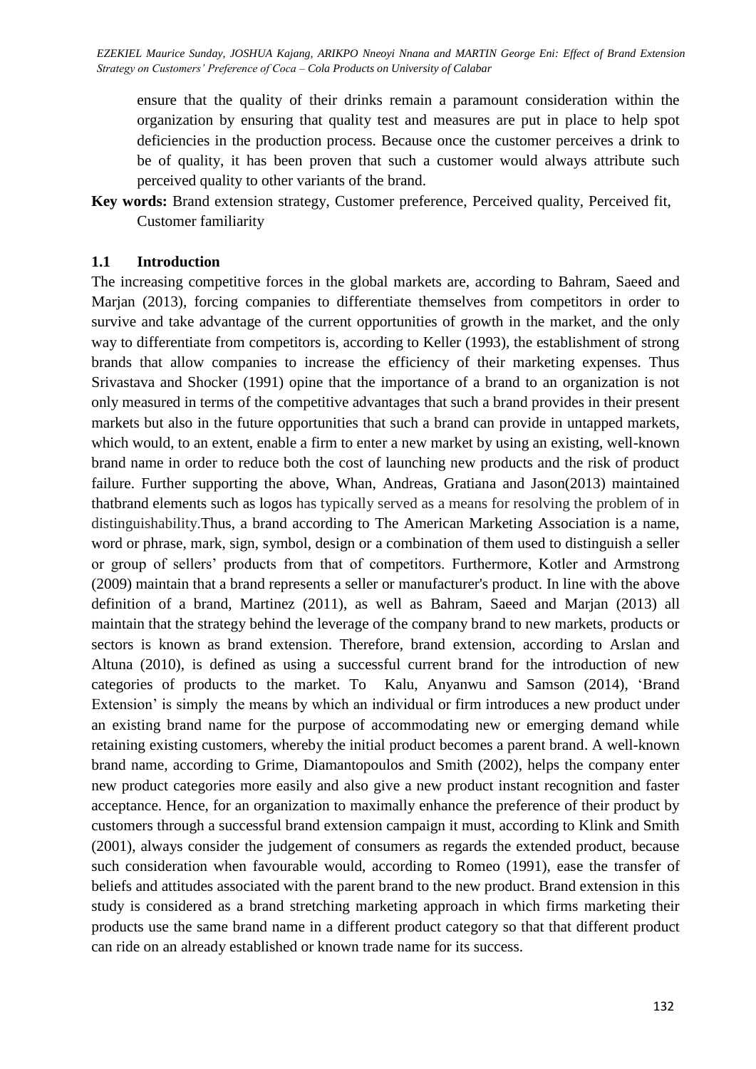ensure that the quality of their drinks remain a paramount consideration within the organization by ensuring that quality test and measures are put in place to help spot deficiencies in the production process. Because once the customer perceives a drink to be of quality, it has been proven that such a customer would always attribute such perceived quality to other variants of the brand.

**Key words:** Brand extension strategy, Customer preference, Perceived quality, Perceived fit, Customer familiarity

## 1.1 Introduction

The increasing competitive forces in the global markets are, according to Bahram, Saeed and Marjan (2013), forcing companies to differentiate themselves from competitors in order to survive and take advantage of the current opportunities of growth in the market, and the only way to differentiate from competitors is, according to Keller (1993), the establishment of strong brands that allow companies to increase the efficiency of their marketing expenses. Thus Srivastava and Shocker (1991) opine that the importance of a brand to an organization is not only measured in terms of the competitive advantages that such a brand provides in their present markets but also in the future opportunities that such a brand can provide in untapped markets, which would, to an extent, enable a firm to enter a new market by using an existing, well-known brand name in order to reduce both the cost of launching new products and the risk of product failure. Further supporting the above, Whan, Andreas, Gratiana and Jason(2013) maintained thatbrand elements such as logos has typically served as a means for resolving the problem of in distinguishability.Thus, a brand according to The American Marketing Association is a name, word or phrase, mark, sign, symbol, design or a combination of them used to distinguish a seller or group of sellers' products from that of competitors. Furthermore, Kotler and Armstrong (2009) maintain that a brand represents a seller or manufacturer's product. In line with the above definition of a brand, Martinez (2011), as well as Bahram, Saeed and Marjan (2013) all maintain that the strategy behind the leverage of the company brand to new markets, products or sectors is known as brand extension. Therefore, brand extension, according to Arslan and Altuna (2010), is defined as using a successful current brand for the introduction of new categories of products to the market. To Kalu, Anyanwu and Samson (2014), 'Brand Extension' is simply the means by which an individual or firm introduces a new product under an existing brand name for the purpose of accommodating new or emerging demand while retaining existing customers, whereby the initial product becomes a parent brand. A well-known brand name, according to Grime, Diamantopoulos and Smith (2002), helps the company enter new product categories more easily and also give a new product instant recognition and faster acceptance. Hence, for an organization to maximally enhance the preference of their product by customers through a successful brand extension campaign it must, according to Klink and Smith (2001), always consider the judgement of consumers as regards the extended product, because such consideration when favourable would, according to Romeo (1991), ease the transfer of beliefs and attitudes associated with the parent brand to the new product. Brand extension in this study is considered as a brand stretching marketing approach in which firms marketing their products use the same brand name in a different product category so that that different product can ride on an already established or known trade name for its success.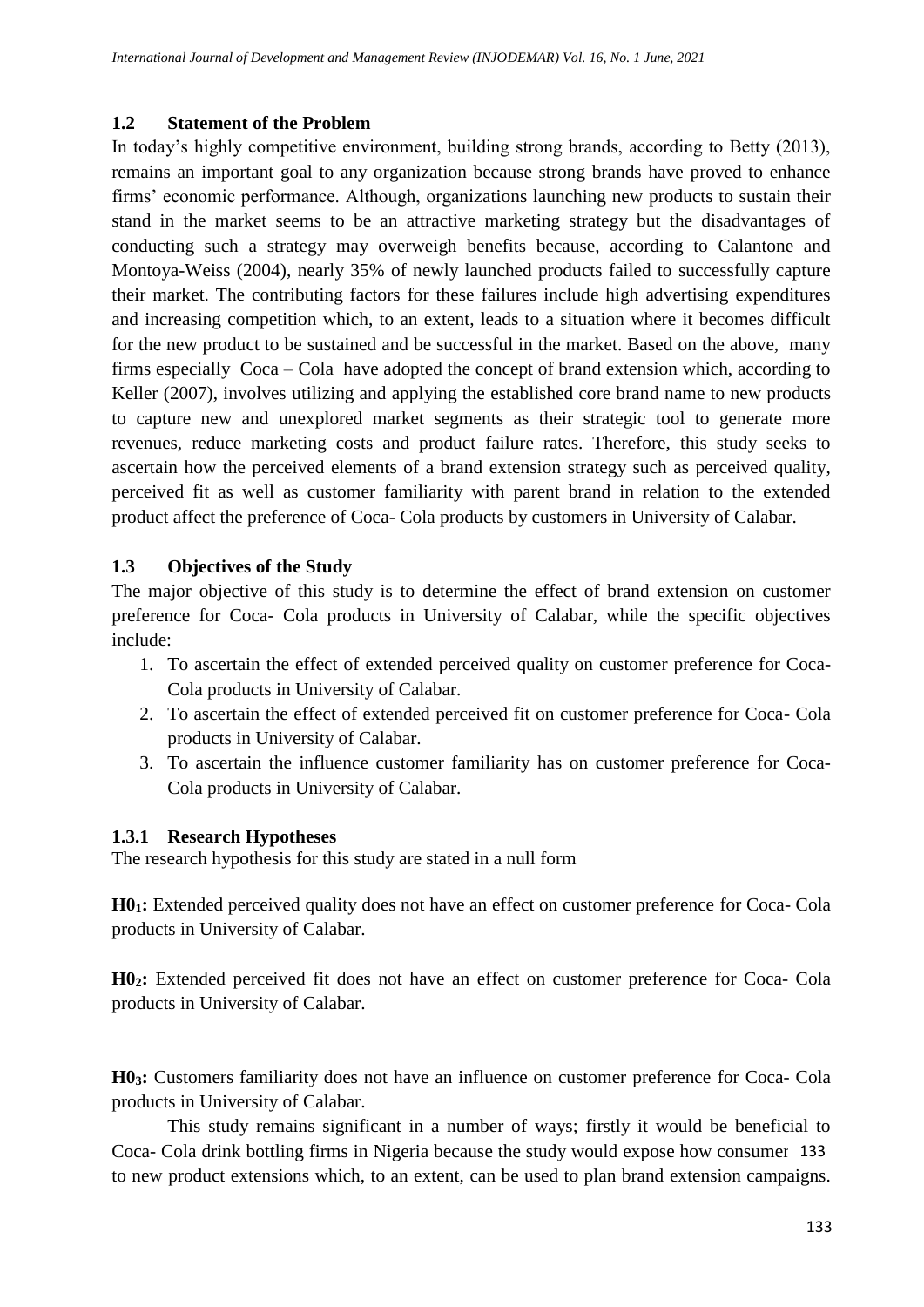## 1.2 Statement of the Problem

In today's highly competitive environment, building strong brands, according to Betty (2013), remains an important goal to any organization because strong brands have proved to enhance firms' economic performance. Although, organizations launching new products to sustain their stand in the market seems to be an attractive marketing strategy but the disadvantages of conducting such a strategy may overweigh benefits because, according to Calantone and Montoya-Weiss (2004), nearly 35% of newly launched products failed to successfully capture their market. The contributing factors for these failures include high advertising expenditures and increasing competition which, to an extent, leads to a situation where it becomes difficult for the new product to be sustained and be successful in the market. Based on the above, many firms especially Coca – Cola have adopted the concept of brand extension which, according to Keller (2007), involves utilizing and applying the established core brand name to new products to capture new and unexplored market segments as their strategic tool to generate more revenues, reduce marketing costs and product failure rates. Therefore, this study seeks to ascertain how the perceived elements of a brand extension strategy such as perceived quality, perceived fit as well as customer familiarity with parent brand in relation to the extended product affect the preference of Coca- Cola products by customers in University of Calabar.

## 1.3 Objectives of the Study

The major objective of this study is to determine the effect of brand extension on customer preference for Coca- Cola products in University of Calabar, while the specific objectives include:

1. To ascertain the effect of extended perceived quality on customer preference for Coca-Cola products in University of Calabar.
2. To ascertain the effect of extended perceived fit on customer preference for Coca- Cola products in University of Calabar.
3. To ascertain the influence customer familiarity has on customer preference for Coca-Cola products in University of Calabar.

### 1.3.1 Research Hypotheses

The research hypothesis for this study are stated in a null form

**$H0_1$:** Extended perceived quality does not have an effect on customer preference for Coca- Cola products in University of Calabar.

**$H0_2$:** Extended perceived fit does not have an effect on customer preference for Coca- Cola products in University of Calabar.

**$H0_3$:** Customers familiarity does not have an influence on customer preference for Coca- Cola products in University of Calabar.

This study remains significant in a number of ways; firstly it would be beneficial to Coca- Cola drink bottling firms in Nigeria because the study would expose how consumer to new product extensions which, to an extent, can be used to plan brand extension campaigns.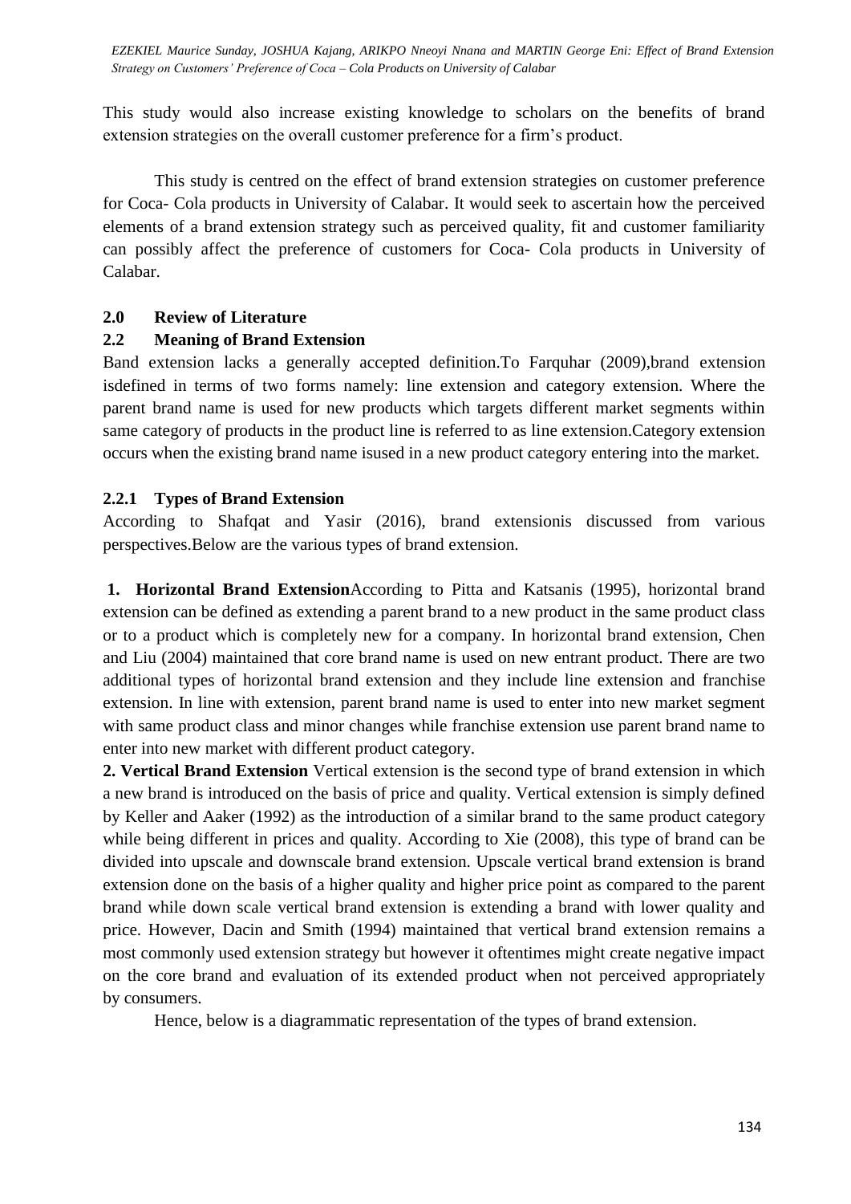This study would also increase existing knowledge to scholars on the benefits of brand extension strategies on the overall customer preference for a firm's product.

This study is centred on the effect of brand extension strategies on customer preference for Coca- Cola products in University of Calabar. It would seek to ascertain how the perceived elements of a brand extension strategy such as perceived quality, fit and customer familiarity can possibly affect the preference of customers for Coca- Cola products in University of Calabar.

## 2.0 Review of Literature

### 2.2 Meaning of Brand Extension

Band extension lacks a generally accepted definition.To Farquhar (2009),brand extension isdefined in terms of two forms namely: line extension and category extension. Where the parent brand name is used for new products which targets different market segments within same category of products in the product line is referred to as line extension.Category extension occurs when the existing brand name isused in a new product category entering into the market.

### 2.2.1 Types of Brand Extension

According to Shafqat and Yasir (2016), brand extensionis discussed from various perspectives.Below are the various types of brand extension.

**1. Horizontal Brand Extension**According to Pitta and Katsanis (1995), horizontal brand extension can be defined as extending a parent brand to a new product in the same product class or to a product which is completely new for a company. In horizontal brand extension, Chen and Liu (2004) maintained that core brand name is used on new entrant product. There are two additional types of horizontal brand extension and they include line extension and franchise extension. In line with extension, parent brand name is used to enter into new market segment with same product class and minor changes while franchise extension use parent brand name to enter into new market with different product category.

**2. Vertical Brand Extension** Vertical extension is the second type of brand extension in which a new brand is introduced on the basis of price and quality. Vertical extension is simply defined by Keller and Aaker (1992) as the introduction of a similar brand to the same product category while being different in prices and quality. According to Xie (2008), this type of brand can be divided into upscale and downscale brand extension. Upscale vertical brand extension is brand extension done on the basis of a higher quality and higher price point as compared to the parent brand while down scale vertical brand extension is extending a brand with lower quality and price. However, Dacin and Smith (1994) maintained that vertical brand extension remains a most commonly used extension strategy but however it oftentimes might create negative impact on the core brand and evaluation of its extended product when not perceived appropriately by consumers.

Hence, below is a diagrammatic representation of the types of brand extension.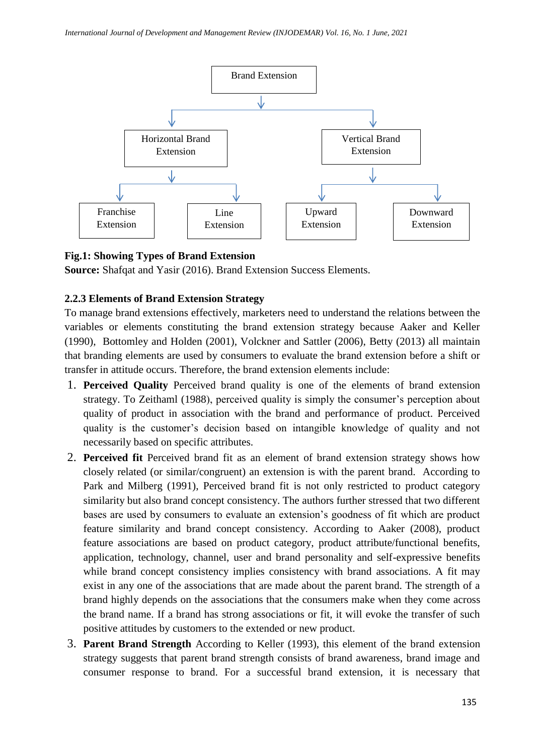Brand Extension

- Horizontal Brand Extension
  - Franchise Extension
  - Line Extension
- Vertical Brand Extension
  - Upward Extension
  - Downward Extension

**Fig.1: Showing Types of Brand Extension**
**Source:** Shafqat and Yasir (2016). Brand Extension Success Elements.

### 2.2.3 Elements of Brand Extension Strategy

To manage brand extensions effectively, marketers need to understand the relations between the variables or elements constituting the brand extension strategy because Aaker and Keller (1990), Bottomley and Holden (2001), Volckner and Sattler (2006), Betty (2013) all maintain that branding elements are used by consumers to evaluate the brand extension before a shift or transfer in attitude occurs. Therefore, the brand extension elements include:

1. **Perceived Quality** Perceived brand quality is one of the elements of brand extension strategy. To Zeithaml (1988), perceived quality is simply the consumer's perception about quality of product in association with the brand and performance of product. Perceived quality is the customer's decision based on intangible knowledge of quality and not necessarily based on specific attributes.
2. **Perceived fit** Perceived brand fit as an element of brand extension strategy shows how closely related (or similar/congruent) an extension is with the parent brand. According to Park and Milberg (1991), Perceived brand fit is not only restricted to product category similarity but also brand concept consistency. The authors further stressed that two different bases are used by consumers to evaluate an extension's goodness of fit which are product feature similarity and brand concept consistency. According to Aaker (2008), product feature associations are based on product category, product attribute/functional benefits, application, technology, channel, user and brand personality and self-expressive benefits while brand concept consistency implies consistency with brand associations. A fit may exist in any one of the associations that are made about the parent brand. The strength of a brand highly depends on the associations that the consumers make when they come across the brand name. If a brand has strong associations or fit, it will evoke the transfer of such positive attitudes by customers to the extended or new product.
3. **Parent Brand Strength** According to Keller (1993), this element of the brand extension strategy suggests that parent brand strength consists of brand awareness, brand image and consumer response to brand. For a successful brand extension, it is necessary that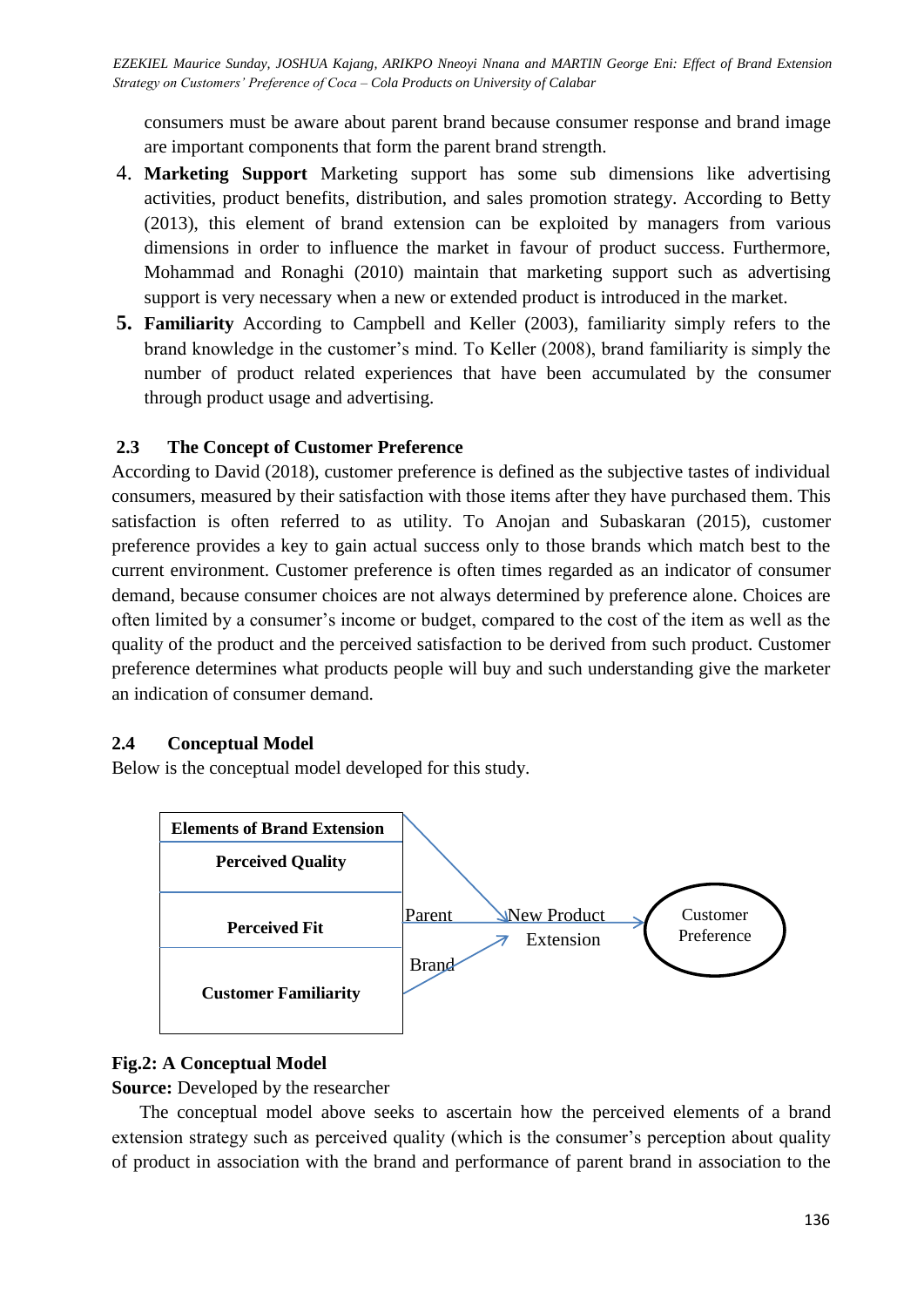consumers must be aware about parent brand because consumer response and brand image are important components that form the parent brand strength.

4. **Marketing Support** Marketing support has some sub dimensions like advertising activities, product benefits, distribution, and sales promotion strategy. According to Betty (2013), this element of brand extension can be exploited by managers from various dimensions in order to influence the market in favour of product success. Furthermore, Mohammad and Ronaghi (2010) maintain that marketing support such as advertising support is very necessary when a new or extended product is introduced in the market.
5. **Familiarity** According to Campbell and Keller (2003), familiarity simply refers to the brand knowledge in the customer's mind. To Keller (2008), brand familiarity is simply the number of product related experiences that have been accumulated by the consumer through product usage and advertising.

### 2.3 The Concept of Customer Preference

According to David (2018), customer preference is defined as the subjective tastes of individual consumers, measured by their satisfaction with those items after they have purchased them. This satisfaction is often referred to as utility. To Anojan and Subaskaran (2015), customer preference provides a key to gain actual success only to those brands which match best to the current environment. Customer preference is often times regarded as an indicator of consumer demand, because consumer choices are not always determined by preference alone. Choices are often limited by a consumer's income or budget, compared to the cost of the item as well as the quality of the product and the perceived satisfaction to be derived from such product. Customer preference determines what products people will buy and such understanding give the marketer an indication of consumer demand.

### 2.4 Conceptual Model

Below is the conceptual model developed for this study.

| Elements of Brand Extension |
| --- |
| Perceived Quality |
| Perceived Fit |
| Customer Familiarity |

Parent Brand → New Product Extension → Customer Preference

**Fig.2: A Conceptual Model**

**Source:** Developed by the researcher

The conceptual model above seeks to ascertain how the perceived elements of a brand extension strategy such as perceived quality (which is the consumer's perception about quality of product in association with the brand and performance of parent brand in association to the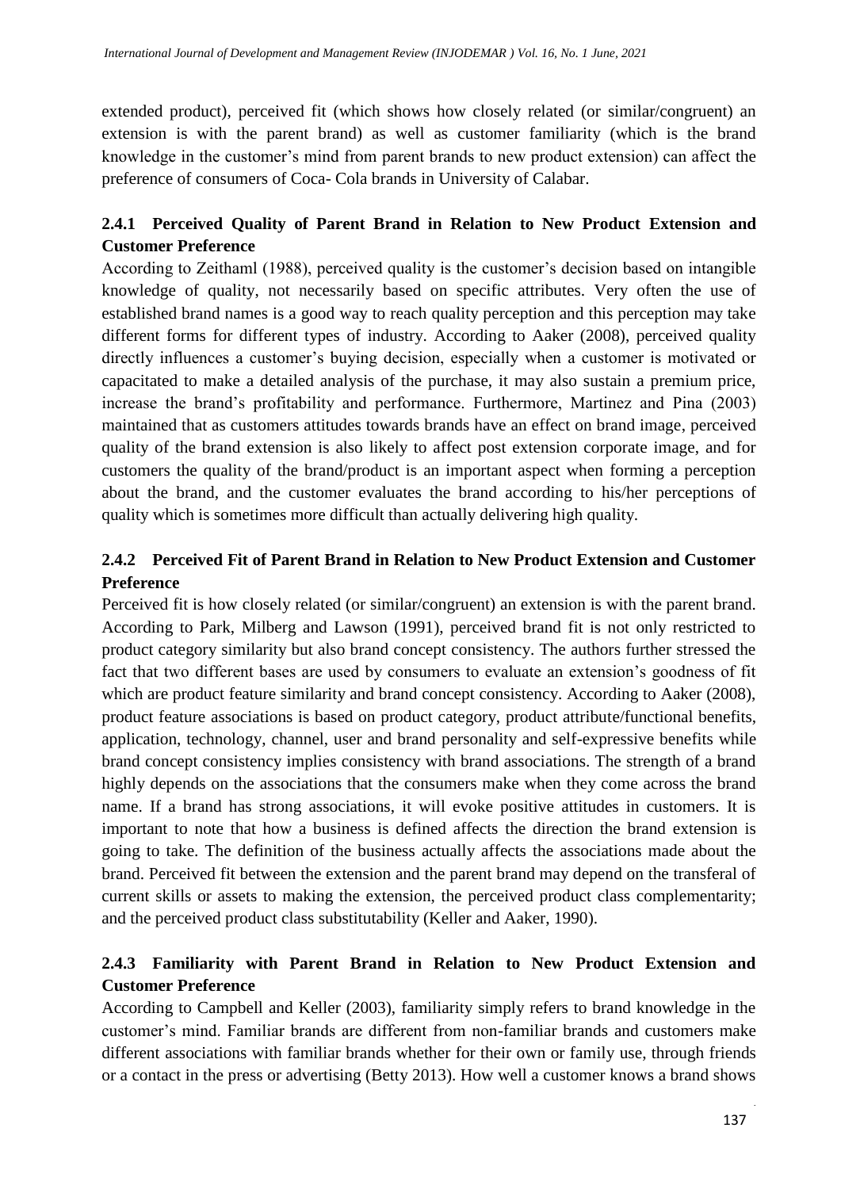extended product), perceived fit (which shows how closely related (or similar/congruent) an extension is with the parent brand) as well as customer familiarity (which is the brand knowledge in the customer's mind from parent brands to new product extension) can affect the preference of consumers of Coca- Cola brands in University of Calabar.

### 2.4.1 Perceived Quality of Parent Brand in Relation to New Product Extension and Customer Preference

According to Zeithaml (1988), perceived quality is the customer's decision based on intangible knowledge of quality, not necessarily based on specific attributes. Very often the use of established brand names is a good way to reach quality perception and this perception may take different forms for different types of industry. According to Aaker (2008), perceived quality directly influences a customer's buying decision, especially when a customer is motivated or capacitated to make a detailed analysis of the purchase, it may also sustain a premium price, increase the brand's profitability and performance. Furthermore, Martinez and Pina (2003) maintained that as customers attitudes towards brands have an effect on brand image, perceived quality of the brand extension is also likely to affect post extension corporate image, and for customers the quality of the brand/product is an important aspect when forming a perception about the brand, and the customer evaluates the brand according to his/her perceptions of quality which is sometimes more difficult than actually delivering high quality.

### 2.4.2 Perceived Fit of Parent Brand in Relation to New Product Extension and Customer Preference

Perceived fit is how closely related (or similar/congruent) an extension is with the parent brand. According to Park, Milberg and Lawson (1991), perceived brand fit is not only restricted to product category similarity but also brand concept consistency. The authors further stressed the fact that two different bases are used by consumers to evaluate an extension's goodness of fit which are product feature similarity and brand concept consistency. According to Aaker (2008), product feature associations is based on product category, product attribute/functional benefits, application, technology, channel, user and brand personality and self-expressive benefits while brand concept consistency implies consistency with brand associations. The strength of a brand highly depends on the associations that the consumers make when they come across the brand name. If a brand has strong associations, it will evoke positive attitudes in customers. It is important to note that how a business is defined affects the direction the brand extension is going to take. The definition of the business actually affects the associations made about the brand. Perceived fit between the extension and the parent brand may depend on the transferal of current skills or assets to making the extension, the perceived product class complementarity; and the perceived product class substitutability (Keller and Aaker, 1990).

### 2.4.3 Familiarity with Parent Brand in Relation to New Product Extension and Customer Preference

According to Campbell and Keller (2003), familiarity simply refers to brand knowledge in the customer's mind. Familiar brands are different from non-familiar brands and customers make different associations with familiar brands whether for their own or family use, through friends or a contact in the press or advertising (Betty 2013). How well a customer knows a brand shows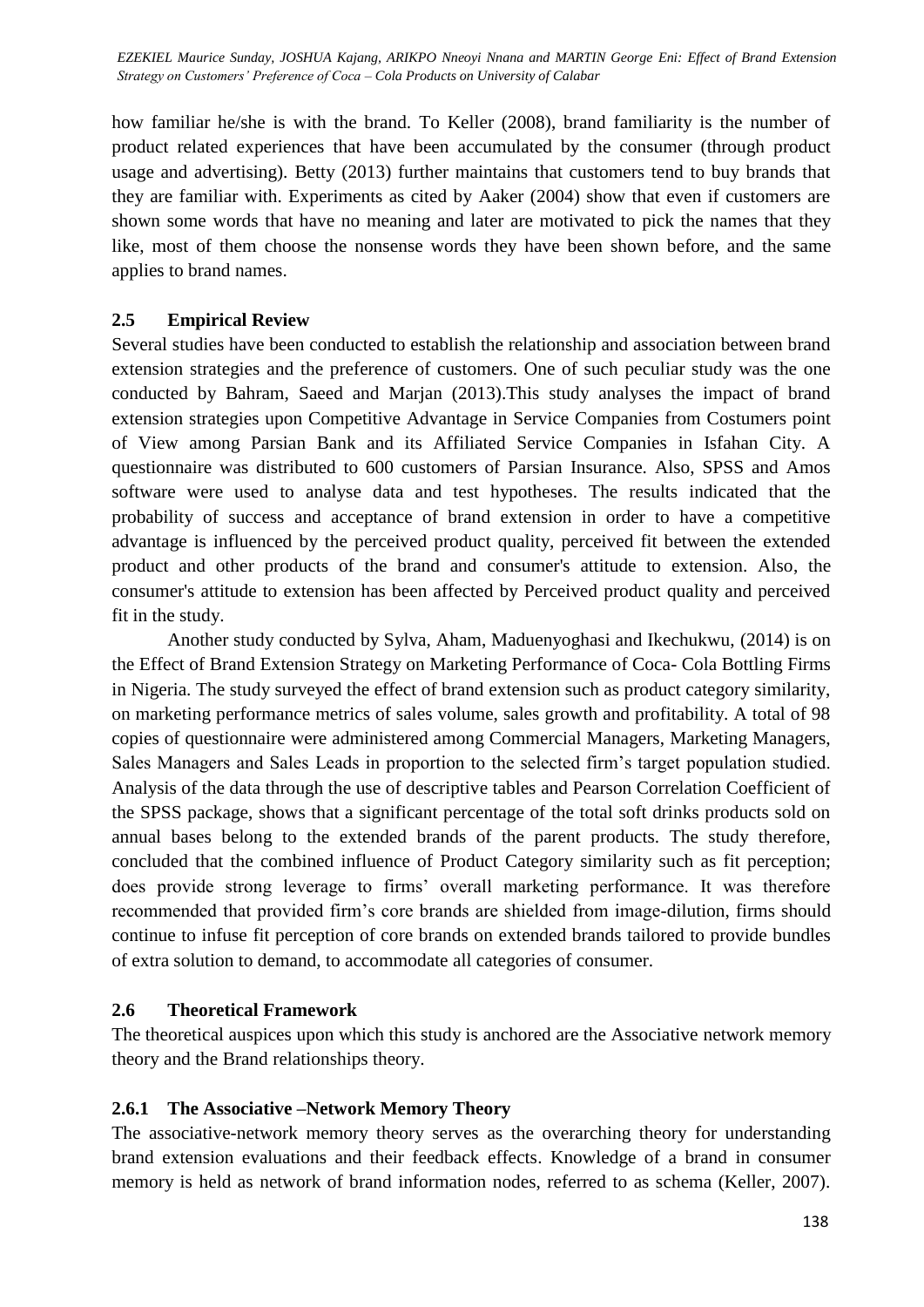how familiar he/she is with the brand. To Keller (2008), brand familiarity is the number of product related experiences that have been accumulated by the consumer (through product usage and advertising). Betty (2013) further maintains that customers tend to buy brands that they are familiar with. Experiments as cited by Aaker (2004) show that even if customers are shown some words that have no meaning and later are motivated to pick the names that they like, most of them choose the nonsense words they have been shown before, and the same applies to brand names.

## 2.5 Empirical Review

Several studies have been conducted to establish the relationship and association between brand extension strategies and the preference of customers. One of such peculiar study was the one conducted by Bahram, Saeed and Marjan (2013).This study analyses the impact of brand extension strategies upon Competitive Advantage in Service Companies from Costumers point of View among Parsian Bank and its Affiliated Service Companies in Isfahan City. A questionnaire was distributed to 600 customers of Parsian Insurance. Also, SPSS and Amos software were used to analyse data and test hypotheses. The results indicated that the probability of success and acceptance of brand extension in order to have a competitive advantage is influenced by the perceived product quality, perceived fit between the extended product and other products of the brand and consumer's attitude to extension. Also, the consumer's attitude to extension has been affected by Perceived product quality and perceived fit in the study.

Another study conducted by Sylva, Aham, Maduenyoghasi and Ikechukwu, (2014) is on the Effect of Brand Extension Strategy on Marketing Performance of Coca- Cola Bottling Firms in Nigeria. The study surveyed the effect of brand extension such as product category similarity, on marketing performance metrics of sales volume, sales growth and profitability. A total of 98 copies of questionnaire were administered among Commercial Managers, Marketing Managers, Sales Managers and Sales Leads in proportion to the selected firm's target population studied. Analysis of the data through the use of descriptive tables and Pearson Correlation Coefficient of the SPSS package, shows that a significant percentage of the total soft drinks products sold on annual bases belong to the extended brands of the parent products. The study therefore, concluded that the combined influence of Product Category similarity such as fit perception; does provide strong leverage to firms' overall marketing performance. It was therefore recommended that provided firm's core brands are shielded from image-dilution, firms should continue to infuse fit perception of core brands on extended brands tailored to provide bundles of extra solution to demand, to accommodate all categories of consumer.

## 2.6 Theoretical Framework

The theoretical auspices upon which this study is anchored are the Associative network memory theory and the Brand relationships theory.

### 2.6.1 The Associative –Network Memory Theory

The associative-network memory theory serves as the overarching theory for understanding brand extension evaluations and their feedback effects. Knowledge of a brand in consumer memory is held as network of brand information nodes, referred to as schema (Keller, 2007).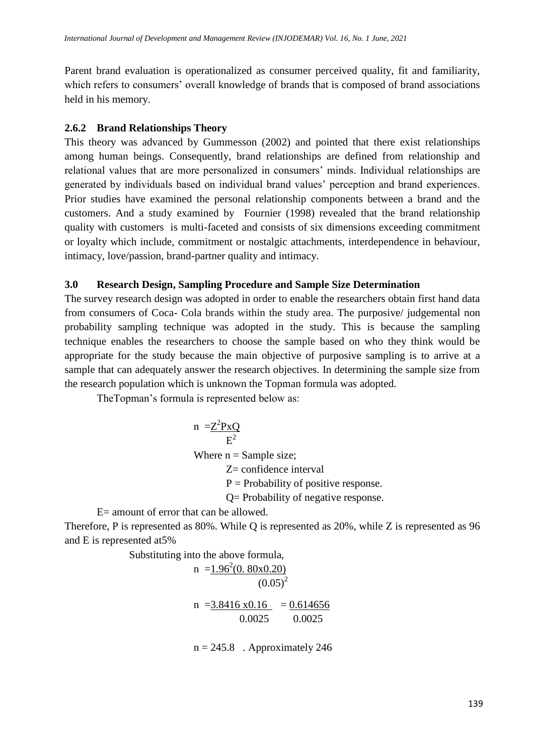Parent brand evaluation is operationalized as consumer perceived quality, fit and familiarity, which refers to consumers' overall knowledge of brands that is composed of brand associations held in his memory.

### 2.6.2 Brand Relationships Theory

This theory was advanced by Gummesson (2002) and pointed that there exist relationships among human beings. Consequently, brand relationships are defined from relationship and relational values that are more personalized in consumers' minds. Individual relationships are generated by individuals based on individual brand values' perception and brand experiences. Prior studies have examined the personal relationship components between a brand and the customers. And a study examined by Fournier (1998) revealed that the brand relationship quality with customers is multi-faceted and consists of six dimensions exceeding commitment or loyalty which include, commitment or nostalgic attachments, interdependence in behaviour, intimacy, love/passion, brand-partner quality and intimacy.

## 3.0 Research Design, Sampling Procedure and Sample Size Determination

The survey research design was adopted in order to enable the researchers obtain first hand data from consumers of Coca- Cola brands within the study area. The purposive/ judgemental non probability sampling technique was adopted in the study. This is because the sampling technique enables the researchers to choose the sample based on who they think would be appropriate for the study because the main objective of purposive sampling is to arrive at a sample that can adequately answer the research objectives. In determining the sample size from the research population which is unknown the Topman formula was adopted.

TheTopman's formula is represented below as:

$$n = \frac{Z^2 P x Q}{E^2}$$

Where n = Sample size;

Z= confidence interval

P = Probability of positive response.

Q= Probability of negative response.

E= amount of error that can be allowed.

Therefore, P is represented as 80%. While Q is represented as 20%, while Z is represented as 96 and E is represented at5%

Substituting into the above formula,

$$n = \frac{1.96^2(0.80 x 0.20)}{(0.05)^2}$$

$$n = \frac{3.8416 \, x 0.16}{0.0025} = \frac{0.614656}{0.0025}$$

$n = 245.8$ . Approximately 246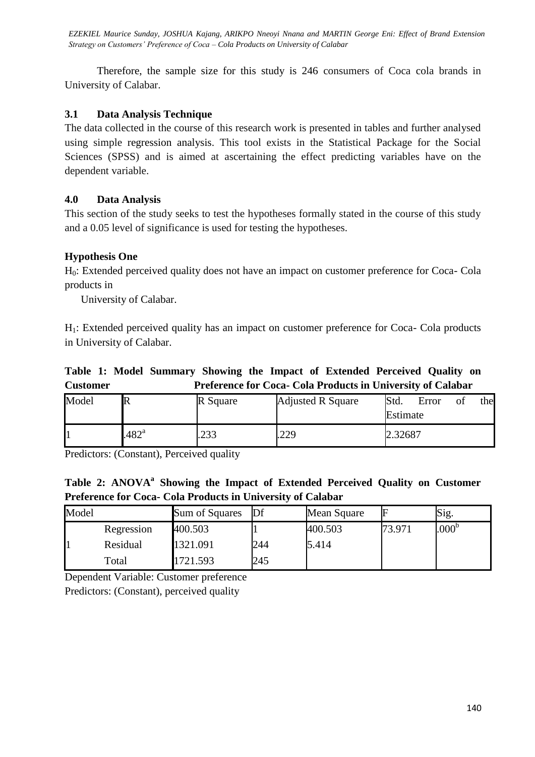Therefore, the sample size for this study is 246 consumers of Coca cola brands in University of Calabar.

### 3.1 Data Analysis Technique

The data collected in the course of this research work is presented in tables and further analysed using simple regression analysis. This tool exists in the Statistical Package for the Social Sciences (SPSS) and is aimed at ascertaining the effect predicting variables have on the dependent variable.

## 4.0 Data Analysis

This section of the study seeks to test the hypotheses formally stated in the course of this study and a 0.05 level of significance is used for testing the hypotheses.

### Hypothesis One

$H_0$: Extended perceived quality does not have an impact on customer preference for Coca- Cola products in University of Calabar.

$H_1$: Extended perceived quality has an impact on customer preference for Coca- Cola products in University of Calabar.

**Table 1: Model Summary Showing the Impact of Extended Perceived Quality on Customer Preference for Coca- Cola Products in University of Calabar**

| Model | R | R Square | Adjusted R Square | Std. Error of the Estimate |
|---|---|---|---|---|
| 1 | .482[a] | .233 | .229 | 2.32687 |

Predictors: (Constant), Perceived quality

**Table 2: ANOVA[a] Showing the Impact of Extended Perceived Quality on Customer Preference for Coca- Cola Products in University of Calabar**

| Model | | Sum of Squares | Df | Mean Square | F | Sig. |
|---|---|---|---|---|---|---|
| 1 | Regression | 400.503 | 1 | 400.503 | 73.971 | .000[b] |
| | Residual | 1321.091 | 244 | 5.414 | | |
| | Total | 1721.593 | 245 | | | |

Dependent Variable: Customer preference

Predictors: (Constant), perceived quality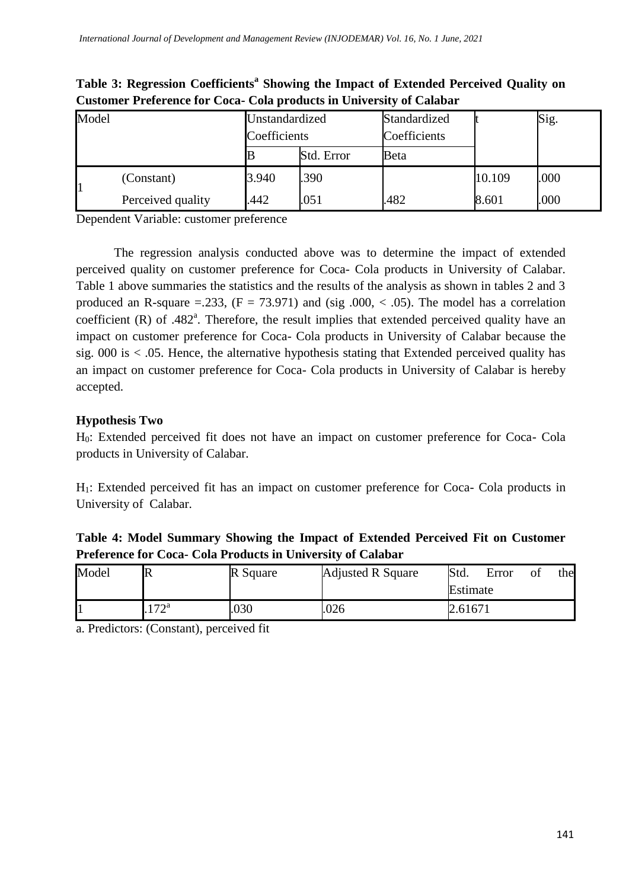**Table 3: Regression Coefficients[a] Showing the Impact of Extended Perceived Quality on Customer Preference for Coca- Cola products in University of Calabar**

| Model | | Unstandardized Coefficients | | Standardized Coefficients | t | Sig. |
|---|---|---|---|---|---|---|
| | | B | Std. Error | Beta | | |
| 1 | (Constant) | 3.940 | .390 | | 10.109 | .000 |
| | Perceived quality | .442 | .051 | .482 | 8.601 | .000 |

Dependent Variable: customer preference

The regression analysis conducted above was to determine the impact of extended perceived quality on customer preference for Coca- Cola products in University of Calabar. Table 1 above summaries the statistics and the results of the analysis as shown in tables 2 and 3 produced an R-square =.233, ($F = 73.971$) and (sig .000, < .05). The model has a correlation coefficient (R) of .482[a]. Therefore, the result implies that extended perceived quality have an impact on customer preference for Coca- Cola products in University of Calabar because the sig. 000 is < .05. Hence, the alternative hypothesis stating that Extended perceived quality has an impact on customer preference for Coca- Cola products in University of Calabar is hereby accepted.

**Hypothesis Two**

$H_0$: Extended perceived fit does not have an impact on customer preference for Coca- Cola products in University of Calabar.

$H_1$: Extended perceived fit has an impact on customer preference for Coca- Cola products in University of Calabar.

**Table 4: Model Summary Showing the Impact of Extended Perceived Fit on Customer Preference for Coca- Cola Products in University of Calabar**

| Model | R | R Square | Adjusted R Square | Std. Error of the Estimate |
|---|---|---|---|---|
| 1 | .172[a] | .030 | .026 | 2.61671 |

a. Predictors: (Constant), perceived fit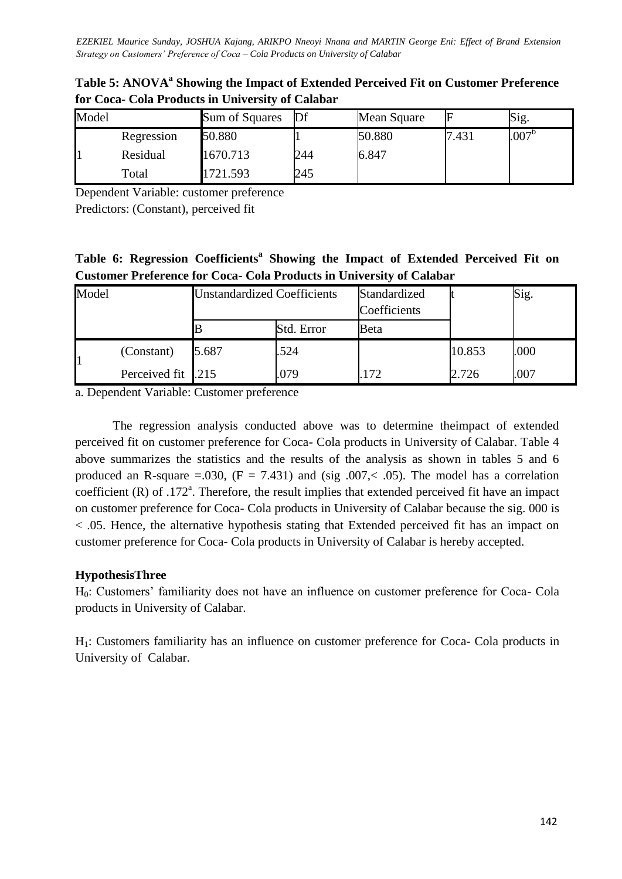**Table 5: ANOVA[a] Showing the Impact of Extended Perceived Fit on Customer Preference for Coca- Cola Products in University of Calabar**

| Model | | Sum of Squares | Df | Mean Square | F | Sig. |
|---|---|---|---|---|---|---|
| | Regression | 50.880 | 1 | 50.880 | 7.431 | .007[b] |
| 1 | Residual | 1670.713 | 244 | 6.847 | | |
| | Total | 1721.593 | 245 | | | |

Dependent Variable: customer preference

Predictors: (Constant), perceived fit

**Table 6: Regression Coefficients[a] Showing the Impact of Extended Perceived Fit on Customer Preference for Coca- Cola Products in University of Calabar**

| Model | | Unstandardized Coefficients | | Standardized Coefficients | t | Sig. |
|---|---|---|---|---|---|---|
| | | B | Std. Error | Beta | | |
| 1 | (Constant) | 5.687 | .524 | | 10.853 | .000 |
| | Perceived fit | .215 | .079 | .172 | 2.726 | .007 |

a. Dependent Variable: Customer preference

The regression analysis conducted above was to determine theimpact of extended perceived fit on customer preference for Coca- Cola products in University of Calabar. Table 4 above summarizes the statistics and the results of the analysis as shown in tables 5 and 6 produced an R-square =.030, (F = 7.431) and (sig .007,< .05). The model has a correlation coefficient (R) of .172[a]. Therefore, the result implies that extended perceived fit have an impact on customer preference for Coca- Cola products in University of Calabar because the sig. 000 is < .05. Hence, the alternative hypothesis stating that Extended perceived fit has an impact on customer preference for Coca- Cola products in University of Calabar is hereby accepted.

**HypothesisThree**

$H_0$: Customers' familiarity does not have an influence on customer preference for Coca- Cola products in University of Calabar.

$H_1$: Customers familiarity has an influence on customer preference for Coca- Cola products in University of Calabar.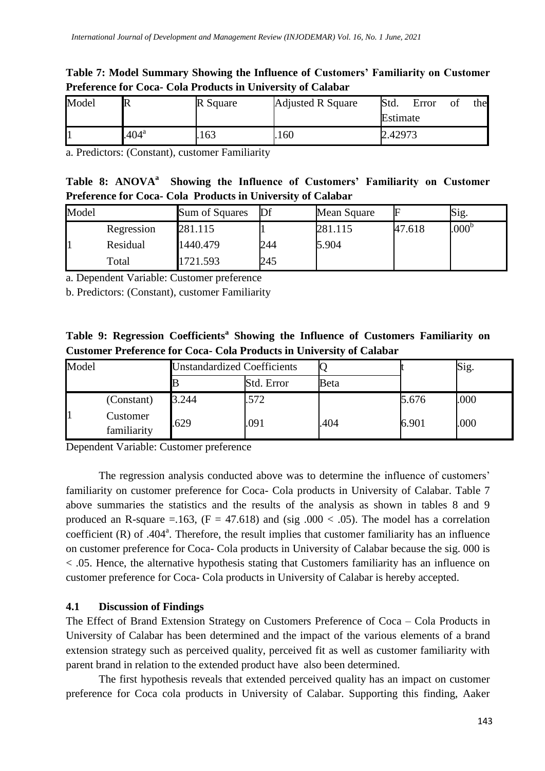**Table 7: Model Summary Showing the Influence of Customers' Familiarity on Customer Preference for Coca- Cola Products in University of Calabar**

| Model | R | R Square | Adjusted R Square | Std. Error of the Estimate |
|---|---|---|---|---|
| 1 | .404[a] | .163 | .160 | 2.42973 |

a. Predictors: (Constant), customer Familiarity

**Table 8: ANOVA[a] Showing the Influence of Customers' Familiarity on Customer Preference for Coca- Cola Products in University of Calabar**

| Model | | Sum of Squares | Df | Mean Square | F | Sig. |
|---|---|---|---|---|---|---|
| 1 | Regression | 281.115 | 1 | 281.115 | 47.618 | .000[b] |
| | Residual | 1440.479 | 244 | 5.904 | | |
| | Total | 1721.593 | 245 | | | |

a. Dependent Variable: Customer preference

b. Predictors: (Constant), customer Familiarity

**Table 9: Regression Coefficients[a] Showing the Influence of Customers Familiarity on Customer Preference for Coca- Cola Products in University of Calabar**

| Model | | Unstandardized Coefficients | | Q | t | Sig. |
|---|---|---|---|---|---|---|
| | | B | Std. Error | Beta | | |
| 1 | (Constant) | 3.244 | .572 | | 5.676 | .000 |
| | Customer familiarity | .629 | .091 | .404 | 6.901 | .000 |

Dependent Variable: Customer preference

The regression analysis conducted above was to determine the influence of customers' familiarity on customer preference for Coca- Cola products in University of Calabar. Table 7 above summaries the statistics and the results of the analysis as shown in tables 8 and 9 produced an R-square =.163, ($F = 47.618$) and (sig $.000 < .05$). The model has a correlation coefficient (R) of .404[a]. Therefore, the result implies that customer familiarity has an influence on customer preference for Coca- Cola products in University of Calabar because the sig. 000 is < .05. Hence, the alternative hypothesis stating that Customers familiarity has an influence on customer preference for Coca- Cola products in University of Calabar is hereby accepted.

### 4.1 Discussion of Findings

The Effect of Brand Extension Strategy on Customers Preference of Coca – Cola Products in University of Calabar has been determined and the impact of the various elements of a brand extension strategy such as perceived quality, perceived fit as well as customer familiarity with parent brand in relation to the extended product have also been determined.

The first hypothesis reveals that extended perceived quality has an impact on customer preference for Coca cola products in University of Calabar. Supporting this finding, Aaker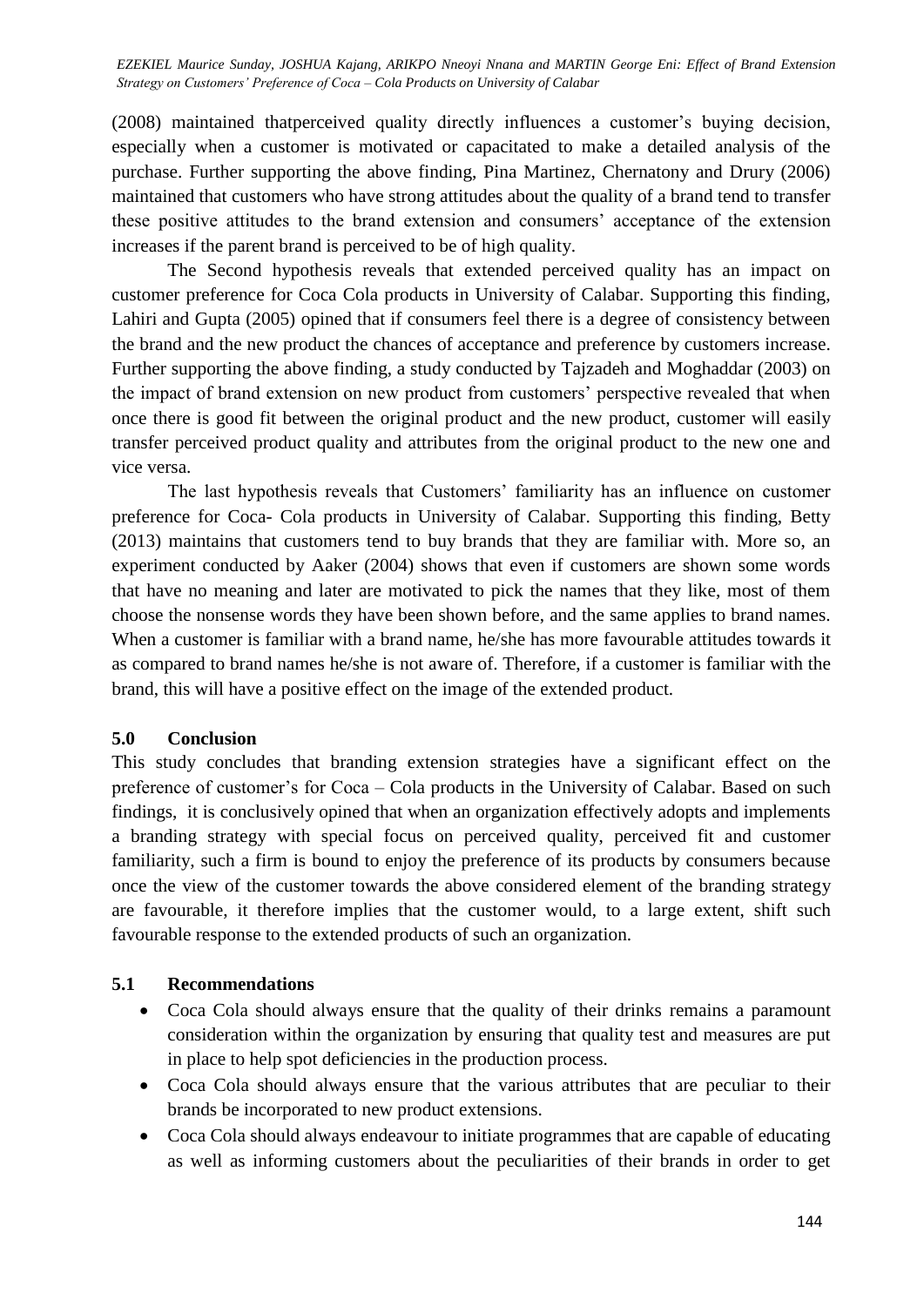(2008) maintained thatperceived quality directly influences a customer's buying decision, especially when a customer is motivated or capacitated to make a detailed analysis of the purchase. Further supporting the above finding, Pina Martinez, Chernatony and Drury (2006) maintained that customers who have strong attitudes about the quality of a brand tend to transfer these positive attitudes to the brand extension and consumers' acceptance of the extension increases if the parent brand is perceived to be of high quality.

The Second hypothesis reveals that extended perceived quality has an impact on customer preference for Coca Cola products in University of Calabar. Supporting this finding, Lahiri and Gupta (2005) opined that if consumers feel there is a degree of consistency between the brand and the new product the chances of acceptance and preference by customers increase. Further supporting the above finding, a study conducted by Tajzadeh and Moghaddar (2003) on the impact of brand extension on new product from customers' perspective revealed that when once there is good fit between the original product and the new product, customer will easily transfer perceived product quality and attributes from the original product to the new one and vice versa.

The last hypothesis reveals that Customers' familiarity has an influence on customer preference for Coca- Cola products in University of Calabar. Supporting this finding, Betty (2013) maintains that customers tend to buy brands that they are familiar with. More so, an experiment conducted by Aaker (2004) shows that even if customers are shown some words that have no meaning and later are motivated to pick the names that they like, most of them choose the nonsense words they have been shown before, and the same applies to brand names. When a customer is familiar with a brand name, he/she has more favourable attitudes towards it as compared to brand names he/she is not aware of. Therefore, if a customer is familiar with the brand, this will have a positive effect on the image of the extended product.

## 5.0 Conclusion

This study concludes that branding extension strategies have a significant effect on the preference of customer's for Coca – Cola products in the University of Calabar. Based on such findings, it is conclusively opined that when an organization effectively adopts and implements a branding strategy with special focus on perceived quality, perceived fit and customer familiarity, such a firm is bound to enjoy the preference of its products by consumers because once the view of the customer towards the above considered element of the branding strategy are favourable, it therefore implies that the customer would, to a large extent, shift such favourable response to the extended products of such an organization.

## 5.1 Recommendations

- Coca Cola should always ensure that the quality of their drinks remains a paramount consideration within the organization by ensuring that quality test and measures are put in place to help spot deficiencies in the production process.
- Coca Cola should always ensure that the various attributes that are peculiar to their brands be incorporated to new product extensions.
- Coca Cola should always endeavour to initiate programmes that are capable of educating as well as informing customers about the peculiarities of their brands in order to get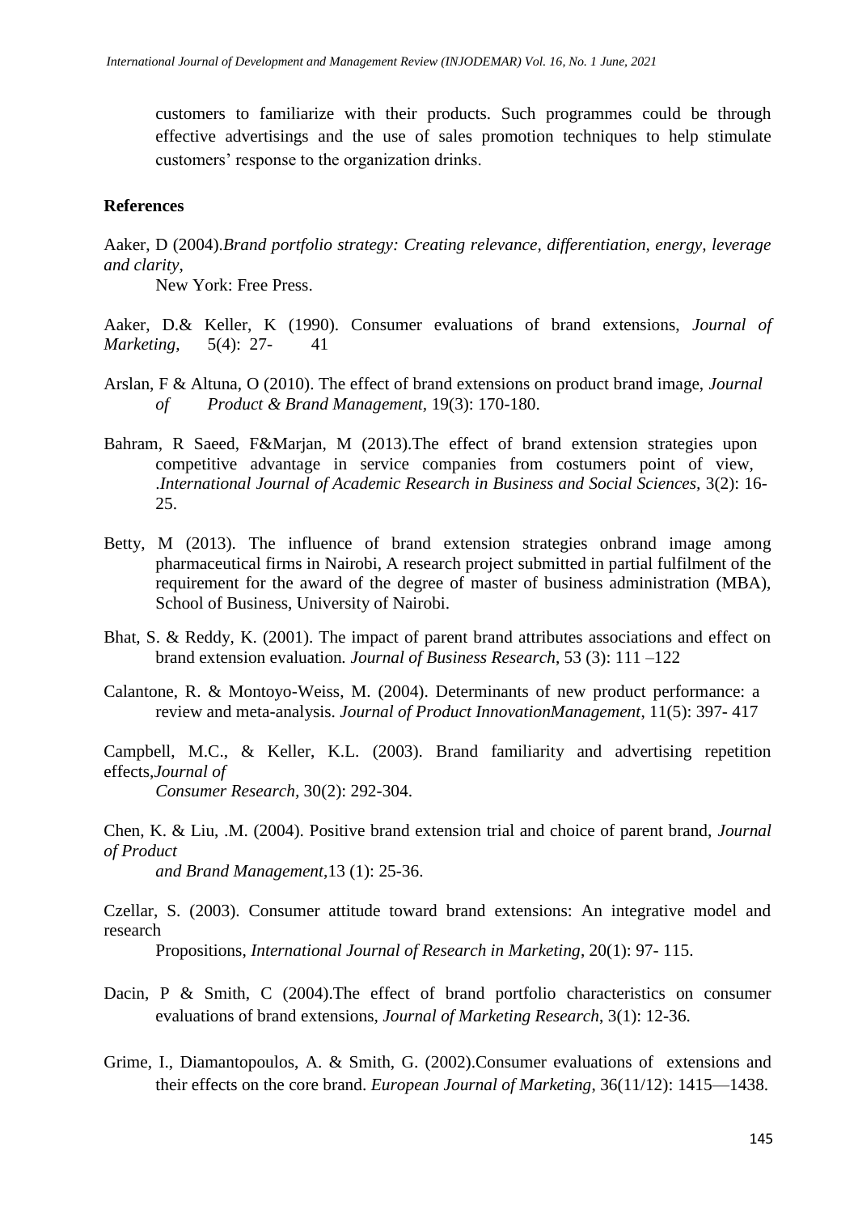customers to familiarize with their products. Such programmes could be through effective advertisings and the use of sales promotion techniques to help stimulate customers' response to the organization drinks.

**References**

Aaker, D (2004).*Brand portfolio strategy: Creating relevance, differentiation, energy, leverage and clarity*, New York: Free Press.

Aaker, D.& Keller, K (1990). Consumer evaluations of brand extensions, *Journal of Marketing*, 5(4): 27- 41

Arslan, F & Altuna, O (2010). The effect of brand extensions on product brand image, *Journal of Product & Brand Management*, 19(3): 170-180.

Bahram, R Saeed, F&Marjan, M (2013).The effect of brand extension strategies upon competitive advantage in service companies from costumers point of view, .*International Journal of Academic Research in Business and Social Sciences*, 3(2): 16-25.

Betty, M (2013). The influence of brand extension strategies onbrand image among pharmaceutical firms in Nairobi, A research project submitted in partial fulfilment of the requirement for the award of the degree of master of business administration (MBA), School of Business, University of Nairobi.

Bhat, S. & Reddy, K. (2001). The impact of parent brand attributes associations and effect on brand extension evaluation. *Journal of Business Research*, 53 (3): 111 –122

Calantone, R. & Montoyo-Weiss, M. (2004). Determinants of new product performance: a review and meta-analysis. *Journal of Product InnovationManagement*, 11(5): 397- 417

Campbell, M.C., & Keller, K.L. (2003). Brand familiarity and advertising repetition effects,*Journal of Consumer Research*, 30(2): 292-304.

Chen, K. & Liu, .M. (2004). Positive brand extension trial and choice of parent brand, *Journal of Product and Brand Management*,13 (1): 25-36.

Czellar, S. (2003). Consumer attitude toward brand extensions: An integrative model and research Propositions, *International Journal of Research in Marketing*, 20(1): 97- 115.

Dacin, P & Smith, C (2004).The effect of brand portfolio characteristics on consumer evaluations of brand extensions, *Journal of Marketing Research*, 3(1): 12-36.

Grime, I., Diamantopoulos, A. & Smith, G. (2002).Consumer evaluations of extensions and their effects on the core brand. *European Journal of Marketing*, 36(11/12): 1415—1438.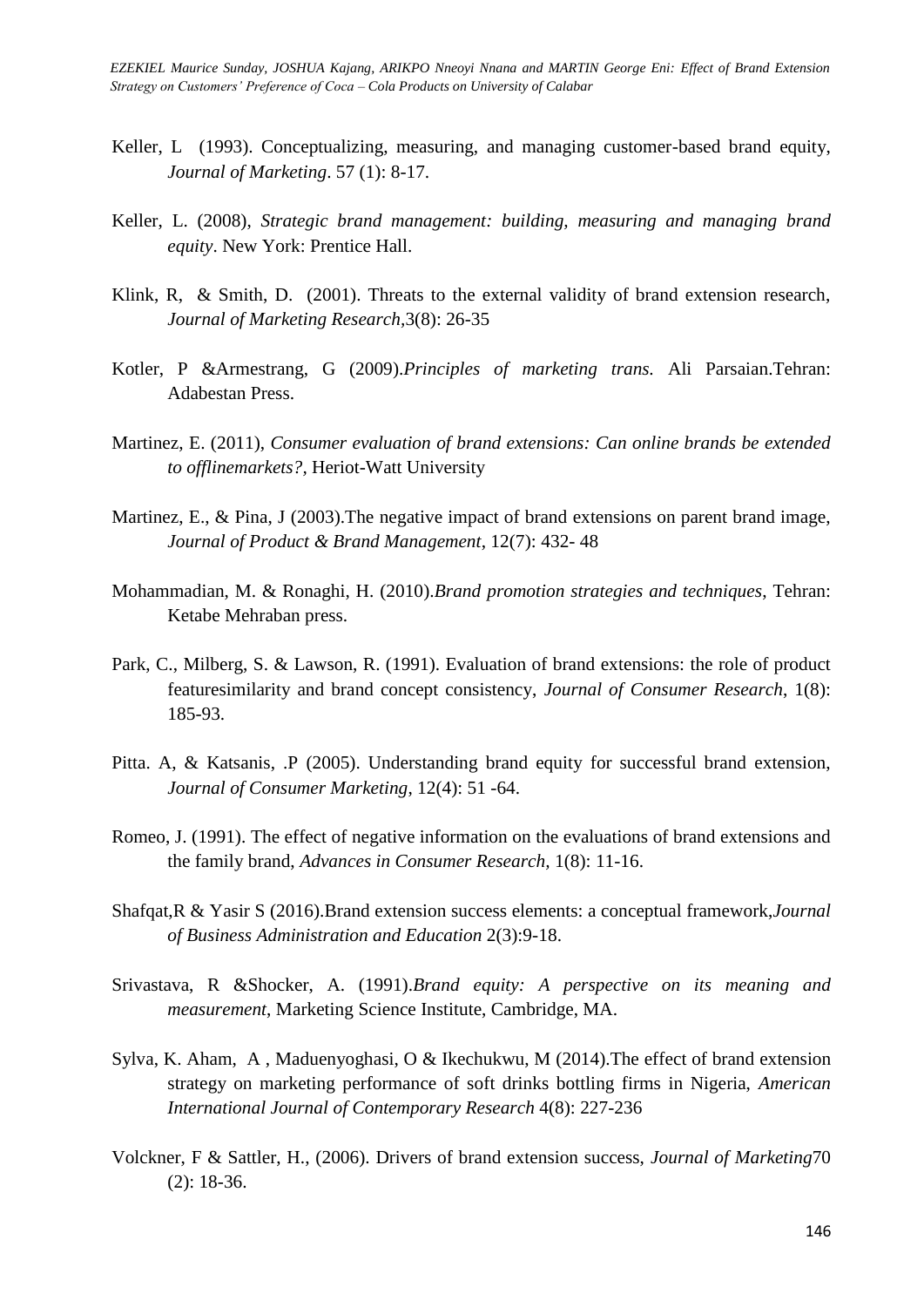Keller, L (1993). Conceptualizing, measuring, and managing customer-based brand equity, *Journal of Marketing*. 57 (1): 8-17.

Keller, L. (2008), *Strategic brand management: building, measuring and managing brand equity*. New York: Prentice Hall.

Klink, R, & Smith, D. (2001). Threats to the external validity of brand extension research, *Journal of Marketing Research*,3(8): 26-35

Kotler, P &Armestrang, G (2009).*Principles of marketing trans.* Ali Parsaian.Tehran: Adabestan Press.

Martinez, E. (2011), *Consumer evaluation of brand extensions: Can online brands be extended to offlinemarkets?*, Heriot-Watt University

Martinez, E., & Pina, J (2003).The negative impact of brand extensions on parent brand image, *Journal of Product & Brand Management*, 12(7): 432- 48

Mohammadian, M. & Ronaghi, H. (2010).*Brand promotion strategies and techniques*, Tehran: Ketabe Mehraban press.

Park, C., Milberg, S. & Lawson, R. (1991). Evaluation of brand extensions: the role of product featuresimilarity and brand concept consistency, *Journal of Consumer Research*, 1(8): 185-93.

Pitta. A, & Katsanis, .P (2005). Understanding brand equity for successful brand extension, *Journal of Consumer Marketing*, 12(4): 51 -64.

Romeo, J. (1991). The effect of negative information on the evaluations of brand extensions and the family brand, *Advances in Consumer Research*, 1(8): 11-16.

Shafqat,R & Yasir S (2016).Brand extension success elements: a conceptual framework,*Journal of Business Administration and Education* 2(3):9-18.

Srivastava, R &Shocker, A. (1991).*Brand equity: A perspective on its meaning and measurement*, Marketing Science Institute, Cambridge, MA.

Sylva, K. Aham, A , Maduenyoghasi, O & Ikechukwu, M (2014).The effect of brand extension strategy on marketing performance of soft drinks bottling firms in Nigeria, *American International Journal of Contemporary Research* 4(8): 227-236

Volckner, F & Sattler, H., (2006). Drivers of brand extension success, *Journal of Marketing*70 (2): 18-36.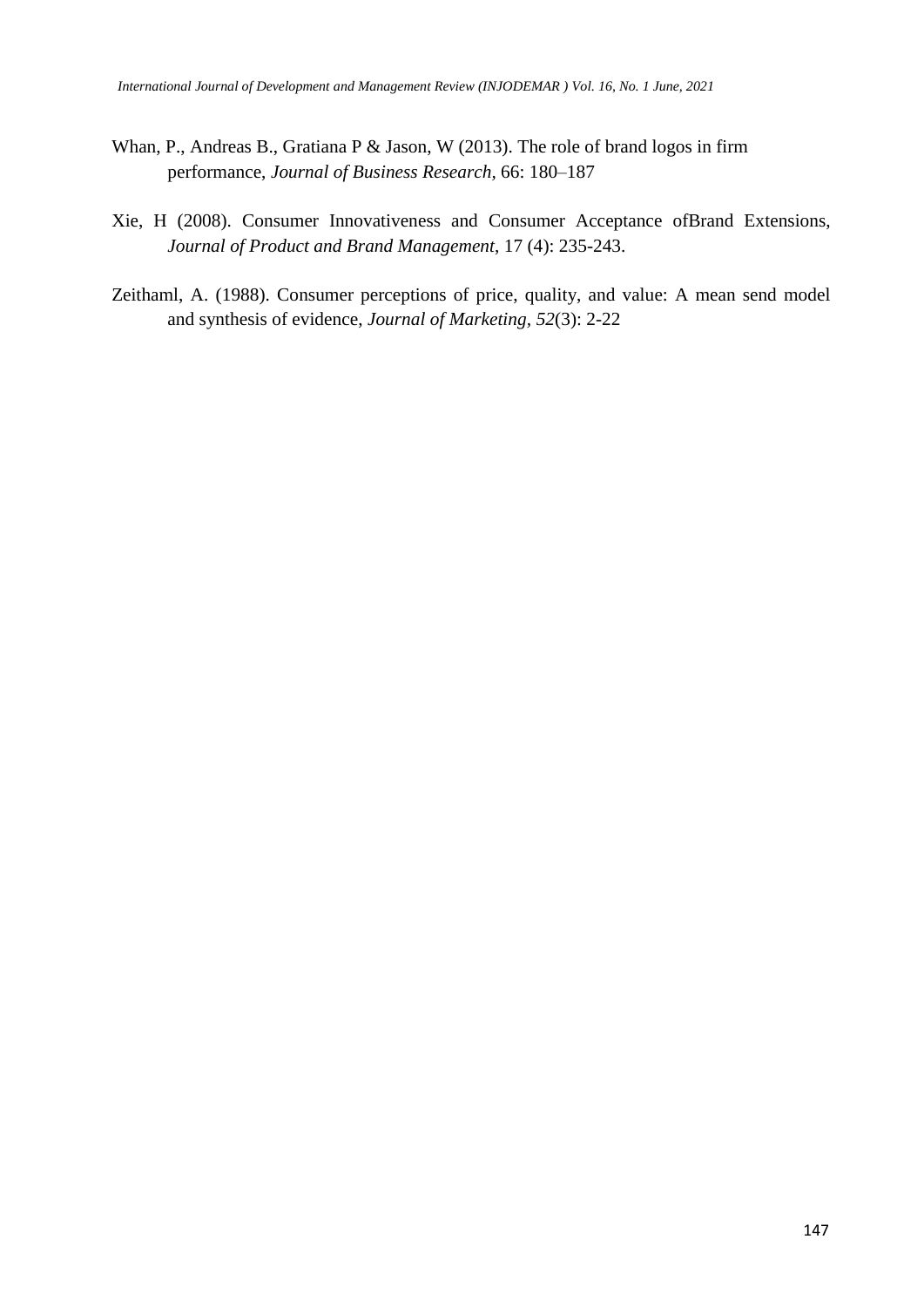Whan, P., Andreas B., Gratiana P & Jason, W (2013). The role of brand logos in firm performance, *Journal of Business Research*, 66: 180–187

Xie, H (2008). Consumer Innovativeness and Consumer Acceptance ofBrand Extensions, *Journal of Product and Brand Management*, 17 (4): 235-243.

Zeithaml, A. (1988). Consumer perceptions of price, quality, and value: A mean send model and synthesis of evidence, *Journal of Marketing*, *52*(3): 2-22